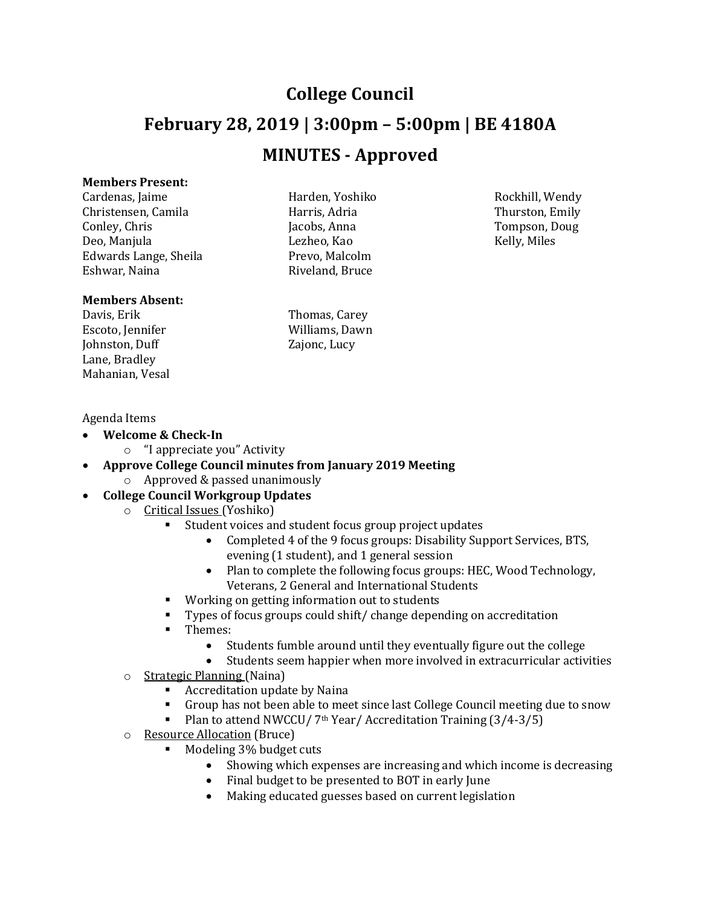# College Council

## February 28, 2019 | 3:00pm – 5:00pm | BE 4180A

## MINUTES - Approved

**Members Present:**

Cardenas, Jaime
Christensen, Camila
Conley, Chris
Deo, Manjula
Edwards Lange, Sheila
Eshwar, Naina
Harden, Yoshiko
Harris, Adria
Jacobs, Anna
Lezheo, Kao
Prevo, Malcolm
Riveland, Bruce
Rockhill, Wendy
Thurston, Emily
Tompson, Doug
Kelly, Miles

**Members Absent:**

Davis, Erik
Escoto, Jennifer
Johnston, Duff
Lane, Bradley
Mahanian, Vesal
Thomas, Carey
Williams, Dawn
Zajonc, Lucy

Agenda Items

- **Welcome & Check-In**
  - "I appreciate you" Activity
- **Approve College Council minutes from January 2019 Meeting**
  - Approved & passed unanimously
- **College Council Workgroup Updates**
  - Critical Issues (Yoshiko)
    - Student voices and student focus group project updates
      - Completed 4 of the 9 focus groups: Disability Support Services, BTS, evening (1 student), and 1 general session
      - Plan to complete the following focus groups: HEC, Wood Technology, Veterans, 2 General and International Students
    - Working on getting information out to students
    - Types of focus groups could shift/ change depending on accreditation
    - Themes:
      - Students fumble around until they eventually figure out the college
      - Students seem happier when more involved in extracurricular activities
  - Strategic Planning (Naina)
    - Accreditation update by Naina
    - Group has not been able to meet since last College Council meeting due to snow
    - Plan to attend NWCCU/ 7th Year/ Accreditation Training (3/4-3/5)
  - Resource Allocation (Bruce)
    - Modeling 3% budget cuts
      - Showing which expenses are increasing and which income is decreasing
      - Final budget to be presented to BOT in early June
      - Making educated guesses based on current legislation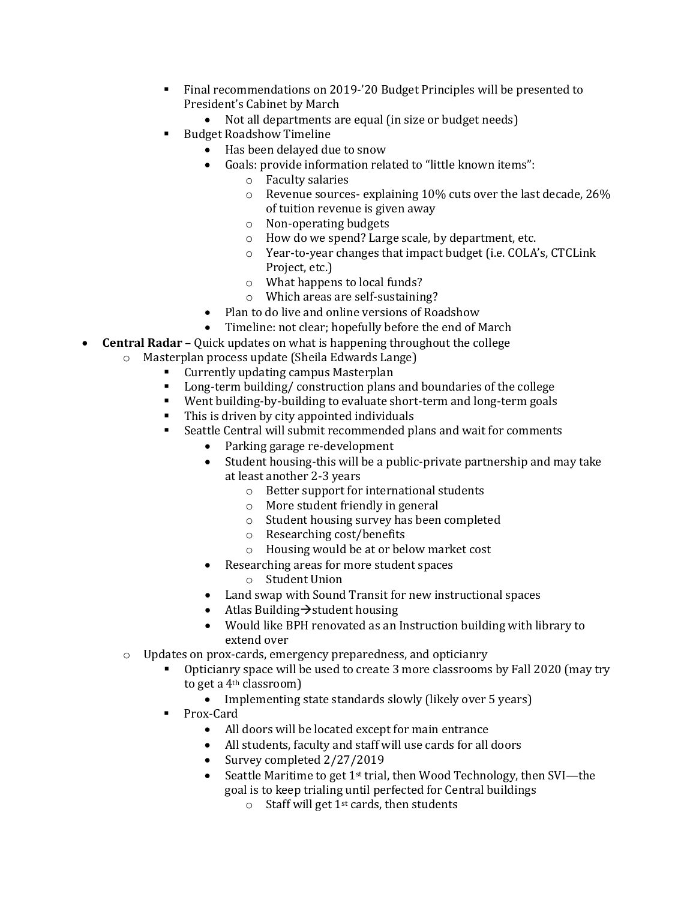- Final recommendations on 2019-'20 Budget Principles will be presented to President's Cabinet by March
            - Not all departments are equal (in size or budget needs)
        - Budget Roadshow Timeline
            - Has been delayed due to snow
            - Goals: provide information related to "little known items":
                - Faculty salaries
                - Revenue sources- explaining 10% cuts over the last decade, 26% of tuition revenue is given away
                - Non-operating budgets
                - How do we spend? Large scale, by department, etc.
                - Year-to-year changes that impact budget (i.e. COLA's, CTCLink Project, etc.)
                - What happens to local funds?
                - Which areas are self-sustaining?
            - Plan to do live and online versions of Roadshow
            - Timeline: not clear; hopefully before the end of March
- **Central Radar** – Quick updates on what is happening throughout the college
    - Masterplan process update (Sheila Edwards Lange)
        - Currently updating campus Masterplan
        - Long-term building/ construction plans and boundaries of the college
        - Went building-by-building to evaluate short-term and long-term goals
        - This is driven by city appointed individuals
        - Seattle Central will submit recommended plans and wait for comments
            - Parking garage re-development
            - Student housing-this will be a public-private partnership and may take at least another 2-3 years
                - Better support for international students
                - More student friendly in general
                - Student housing survey has been completed
                - Researching cost/benefits
                - Housing would be at or below market cost
            - Researching areas for more student spaces
                - Student Union
            - Land swap with Sound Transit for new instructional spaces
            - Atlas Building→student housing
            - Would like BPH renovated as an Instruction building with library to extend over
    - Updates on prox-cards, emergency preparedness, and opticianry
        - Opticianry space will be used to create 3 more classrooms by Fall 2020 (may try to get a 4th classroom)
            - Implementing state standards slowly (likely over 5 years)
        - Prox-Card
            - All doors will be located except for main entrance
            - All students, faculty and staff will use cards for all doors
            - Survey completed 2/27/2019
            - Seattle Maritime to get 1st trial, then Wood Technology, then SVI—the goal is to keep trialing until perfected for Central buildings
                - Staff will get 1st cards, then students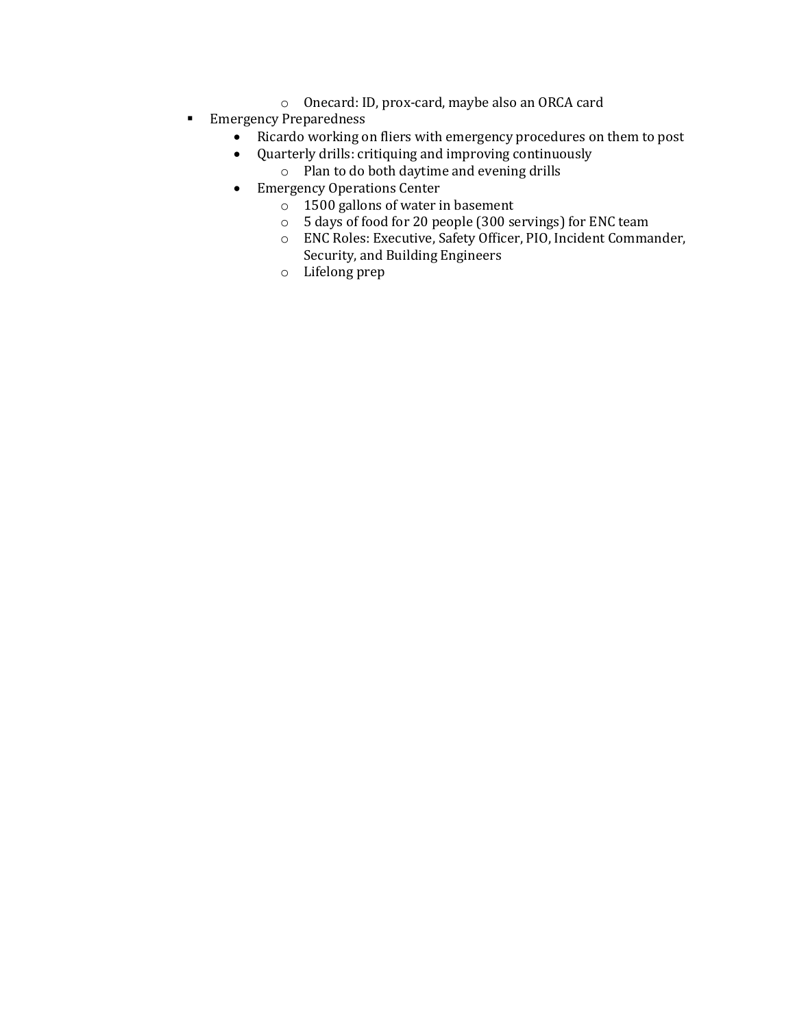- Onecard: ID, prox-card, maybe also an ORCA card
- Emergency Preparedness
    - Ricardo working on fliers with emergency procedures on them to post
    - Quarterly drills: critiquing and improving continuously
        - Plan to do both daytime and evening drills
    - Emergency Operations Center
        - 1500 gallons of water in basement
        - 5 days of food for 20 people (300 servings) for ENC team
        - ENC Roles: Executive, Safety Officer, PIO, Incident Commander, Security, and Building Engineers
        - Lifelong prep